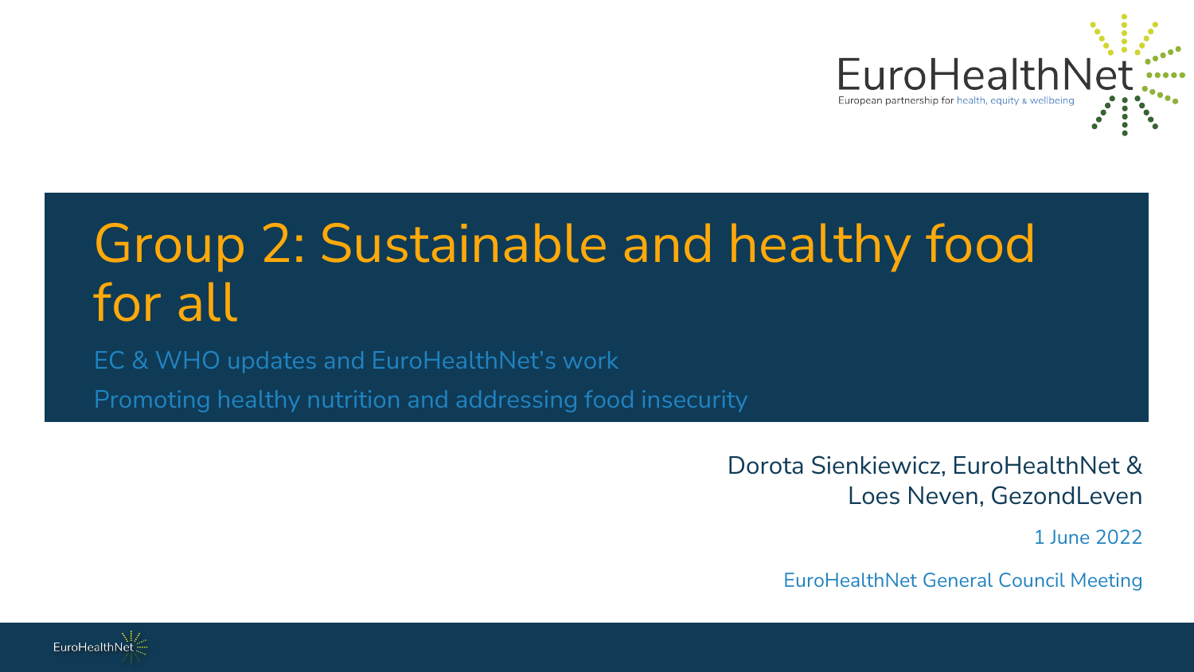# Group 2: Sustainable and healthy food for all

EC & WHO updates and EuroHealthNet's work

Promoting healthy nutrition and addressing food insecurity

Dorota Sienkiewicz, EuroHealthNet & Loes Neven, GezondLeven

1 June 2022

EuroHealthNet General Council Meeting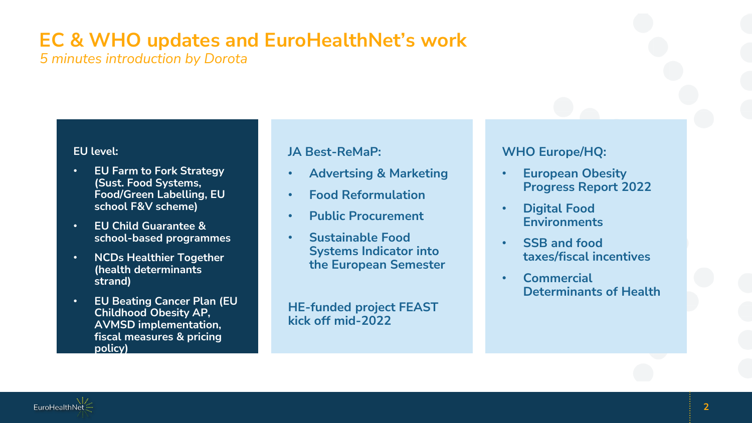# EC & WHO updates and EuroHealthNet's work

*5 minutes introduction by Dorota*

**EU level:**

- EU Farm to Fork Strategy (Sust. Food Systems, Food/Green Labelling, EU school F&V scheme)
- EU Child Guarantee & school-based programmes
- NCDs Healthier Together (health determinants strand)
- EU Beating Cancer Plan (EU Childhood Obesity AP, AVMSD implementation, fiscal measures & pricing policy)

**JA Best-ReMaP:**

- Advertising & Marketing
- Food Reformulation
- Public Procurement
- Sustainable Food Systems Indicator into the European Semester

**HE-funded project FEAST kick off mid-2022**

**WHO Europe/HQ:**

- European Obesity Progress Report 2022
- Digital Food Environments
- SSB and food taxes/fiscal incentives
- Commercial Determinants of Health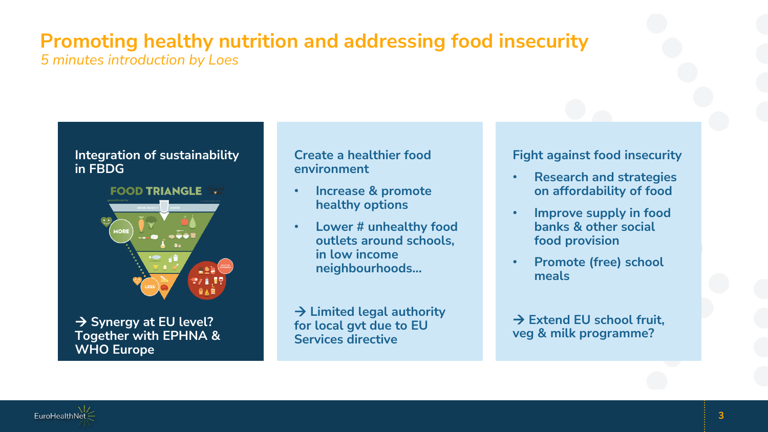# Promoting healthy nutrition and addressing food insecurity

*5 minutes introduction by Loes*

### Integration of sustainability in FBDG

→ Synergy at EU level? Together with EPHNA & WHO Europe

### Create a healthier food environment

- Increase & promote healthy options
- Lower # unhealthy food outlets around schools, in low income neighbourhoods...

→ Limited legal authority for local gvt due to EU Services directive

### Fight against food insecurity

- Research and strategies on affordability of food
- Improve supply in food banks & other social food provision
- Promote (free) school meals

→ Extend EU school fruit, veg & milk programme?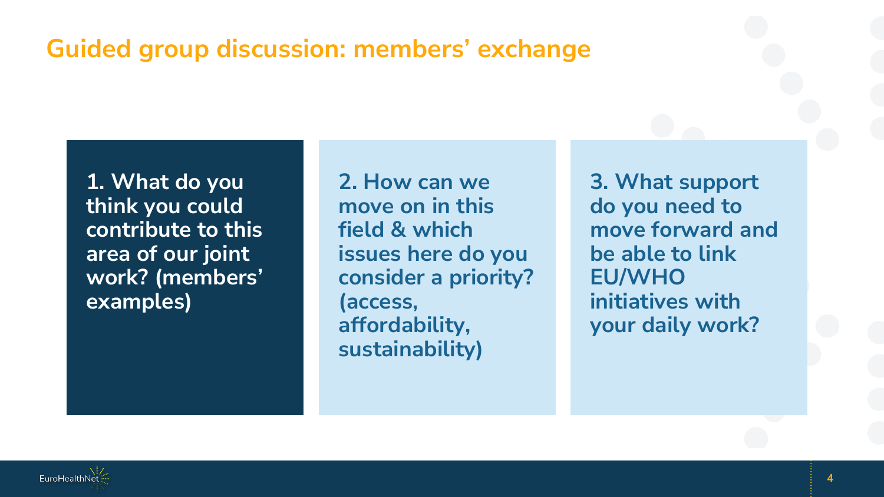# Guided group discussion: members' exchange

**1. What do you think you could contribute to this area of our joint work? (members' examples)**

**2. How can we move on in this field & which issues here do you consider a priority? (access, affordability, sustainability)**

**3. What support do you need to move forward and be able to link EU/WHO initiatives with your daily work?**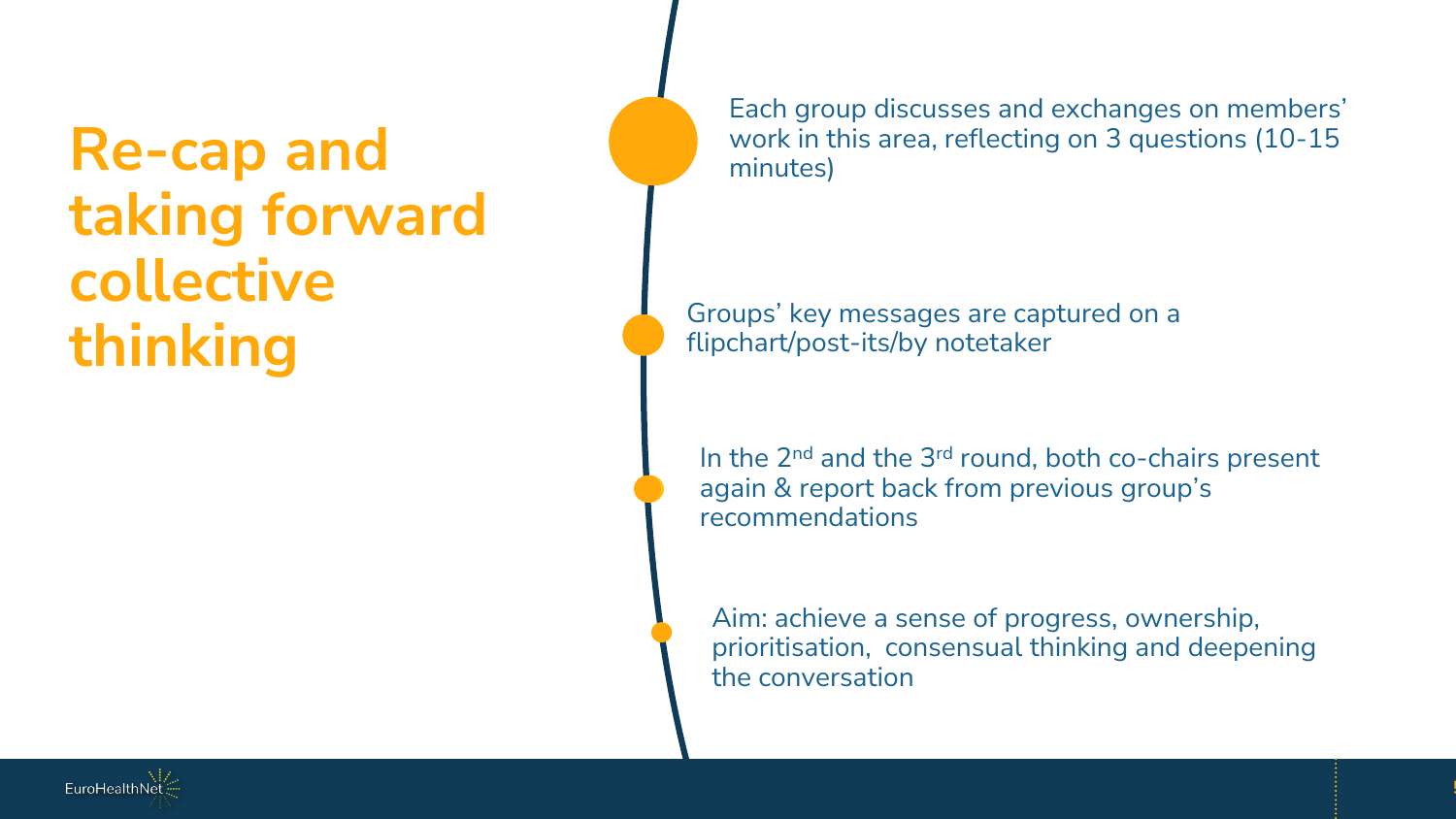# Re-capand taking forward collective thinking

- Each group discusses and exchanges on members' work in this area, reflecting on 3 questions (10-15 minutes)
- Groups' key messages are captured on a flipchart/post-its/by notetaker
- In the 2nd and the 3rd round, both co-chairs present again & report back from previous group's recommendations
- Aim: achieve a sense of progress, ownership, prioritisation, consensual thinking and deepening the conversation